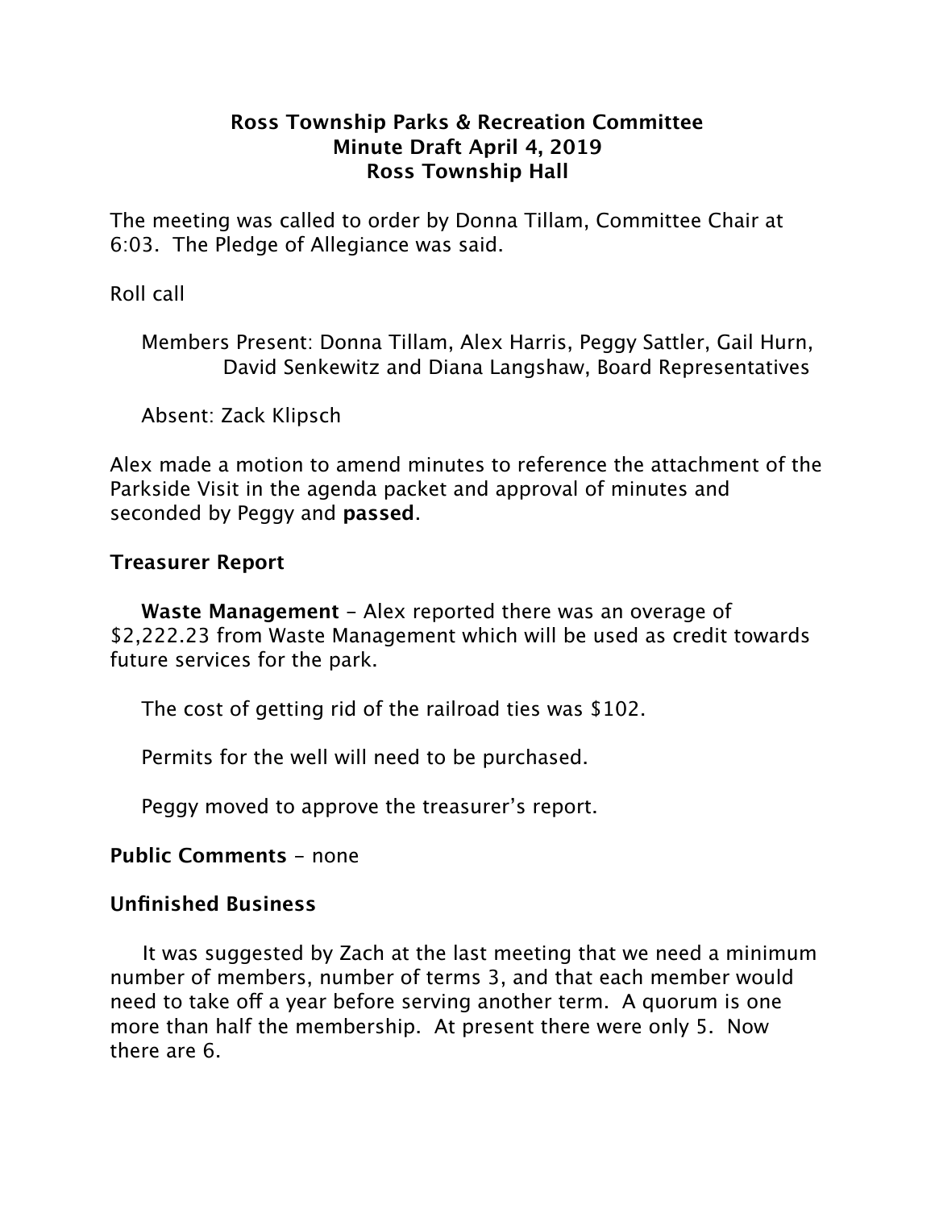**Ross Township Parks & Recreation Committee**
**Minute Draft April 4, 2019**
**Ross Township Hall**

The meeting was called to order by Donna Tillam, Committee Chair at 6:03. The Pledge of Allegiance was said.

Roll call

Members Present: Donna Tillam, Alex Harris, Peggy Sattler, Gail Hurn, David Senkewitz and Diana Langshaw, Board Representatives

Absent: Zack Klipsch

Alex made a motion to amend minutes to reference the attachment of the Parkside Visit in the agenda packet and approval of minutes and seconded by Peggy and **passed**.

**Treasurer Report**

**Waste Management** - Alex reported there was an overage of $2,222.23 from Waste Management which will be used as credit towards future services for the park.

The cost of getting rid of the railroad ties was $102.

Permits for the well will need to be purchased.

Peggy moved to approve the treasurer's report.

**Public Comments** - none

**Unfinished Business**

It was suggested by Zach at the last meeting that we need a minimum number of members, number of terms 3, and that each member would need to take off a year before serving another term. A quorum is one more than half the membership. At present there were only 5. Now there are 6.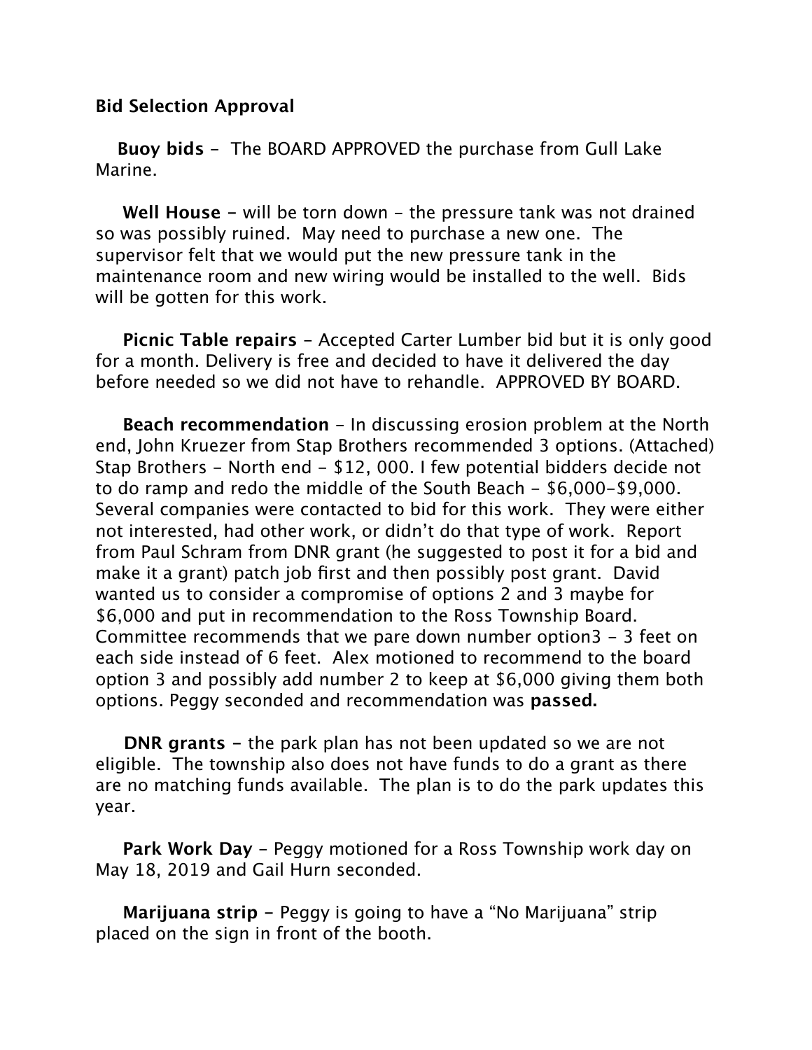**Bid Selection Approval**

**Buoy bids** - The BOARD APPROVED the purchase from Gull Lake Marine.

**Well House -** will be torn down - the pressure tank was not drained so was possibly ruined. May need to purchase a new one. The supervisor felt that we would put the new pressure tank in the maintenance room and new wiring would be installed to the well. Bids will be gotten for this work.

**Picnic Table repairs** - Accepted Carter Lumber bid but it is only good for a month. Delivery is free and decided to have it delivered the day before needed so we did not have to rehandle. APPROVED BY BOARD.

**Beach recommendation** - In discussing erosion problem at the North end, John Kruezer from Stap Brothers recommended 3 options. (Attached) Stap Brothers - North end - $12, 000. I few potential bidders decide not to do ramp and redo the middle of the South Beach - $6,000-$9,000. Several companies were contacted to bid for this work. They were either not interested, had other work, or didn't do that type of work. Report from Paul Schram from DNR grant (he suggested to post it for a bid and make it a grant) patch job first and then possibly post grant. David wanted us to consider a compromise of options 2 and 3 maybe for $6,000 and put in recommendation to the Ross Township Board. Committee recommends that we pare down number option3 - 3 feet on each side instead of 6 feet. Alex motioned to recommend to the board option 3 and possibly add number 2 to keep at $6,000 giving them both options. Peggy seconded and recommendation was **passed.**

**DNR grants -** the park plan has not been updated so we are not eligible. The township also does not have funds to do a grant as there are no matching funds available. The plan is to do the park updates this year.

**Park Work Day** - Peggy motioned for a Ross Township work day on May 18, 2019 and Gail Hurn seconded.

**Marijuana strip -** Peggy is going to have a "No Marijuana" strip placed on the sign in front of the booth.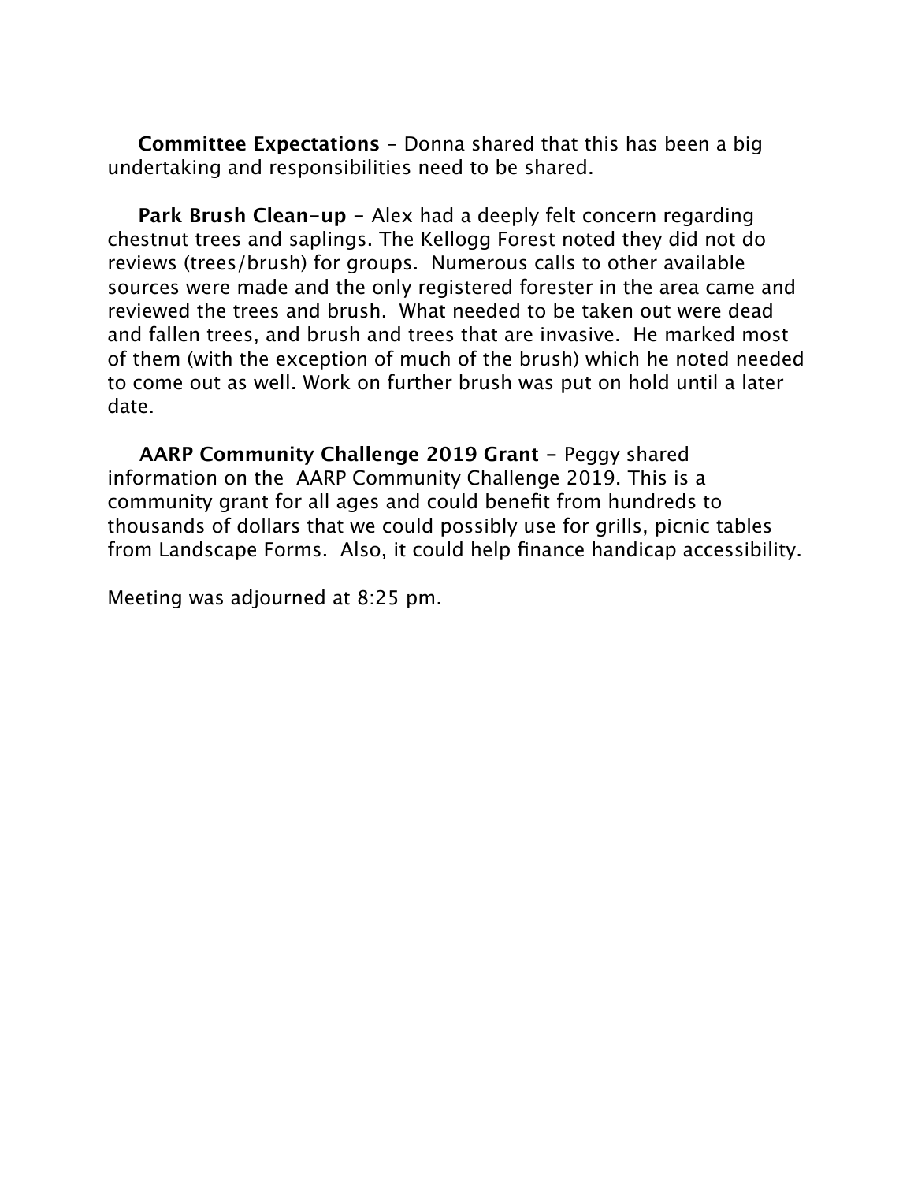**Committee Expectations** - Donna shared that this has been a big undertaking and responsibilities need to be shared.

**Park Brush Clean-up** - Alex had a deeply felt concern regarding chestnut trees and saplings. The Kellogg Forest noted they did not do reviews (trees/brush) for groups. Numerous calls to other available sources were made and the only registered forester in the area came and reviewed the trees and brush. What needed to be taken out were dead and fallen trees, and brush and trees that are invasive. He marked most of them (with the exception of much of the brush) which he noted needed to come out as well. Work on further brush was put on hold until a later date.

**AARP Community Challenge 2019 Grant** - Peggy shared information on the AARP Community Challenge 2019. This is a community grant for all ages and could benefit from hundreds to thousands of dollars that we could possibly use for grills, picnic tables from Landscape Forms. Also, it could help finance handicap accessibility.

Meeting was adjourned at 8:25 pm.